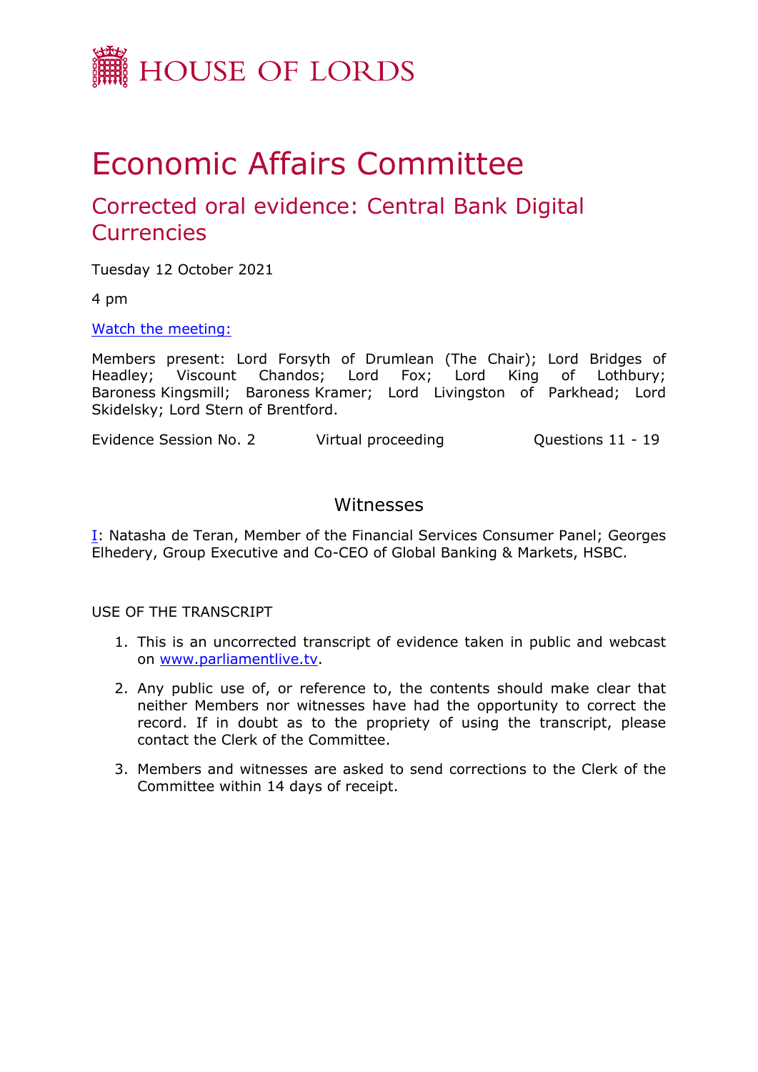HOUSE OF LORDS

# Economic Affairs Committee

## Corrected oral evidence: Central Bank Digital Currencies

Tuesday 12 October 2021

4 pm

[Watch the meeting:](#)

Members present: Lord Forsyth of Drumlean (The Chair); Lord Bridges of Headley; Viscount Chandos; Lord Fox; Lord King of Lothbury; Baroness Kingsmill; Baroness Kramer; Lord Livingston of Parkhead; Lord Skidelsky; Lord Stern of Brentford.

Evidence Session No. 2 Virtual proceeding Questions 11 - 19

### Witnesses

I: Natasha de Teran, Member of the Financial Services Consumer Panel; Georges Elhedery, Group Executive and Co-CEO of Global Banking & Markets, HSBC.

USE OF THE TRANSCRIPT

1. This is an uncorrected transcript of evidence taken in public and webcast on www.parliamentlive.tv.
2. Any public use of, or reference to, the contents should make clear that neither Members nor witnesses have had the opportunity to correct the record. If in doubt as to the propriety of using the transcript, please contact the Clerk of the Committee.
3. Members and witnesses are asked to send corrections to the Clerk of the Committee within 14 days of receipt.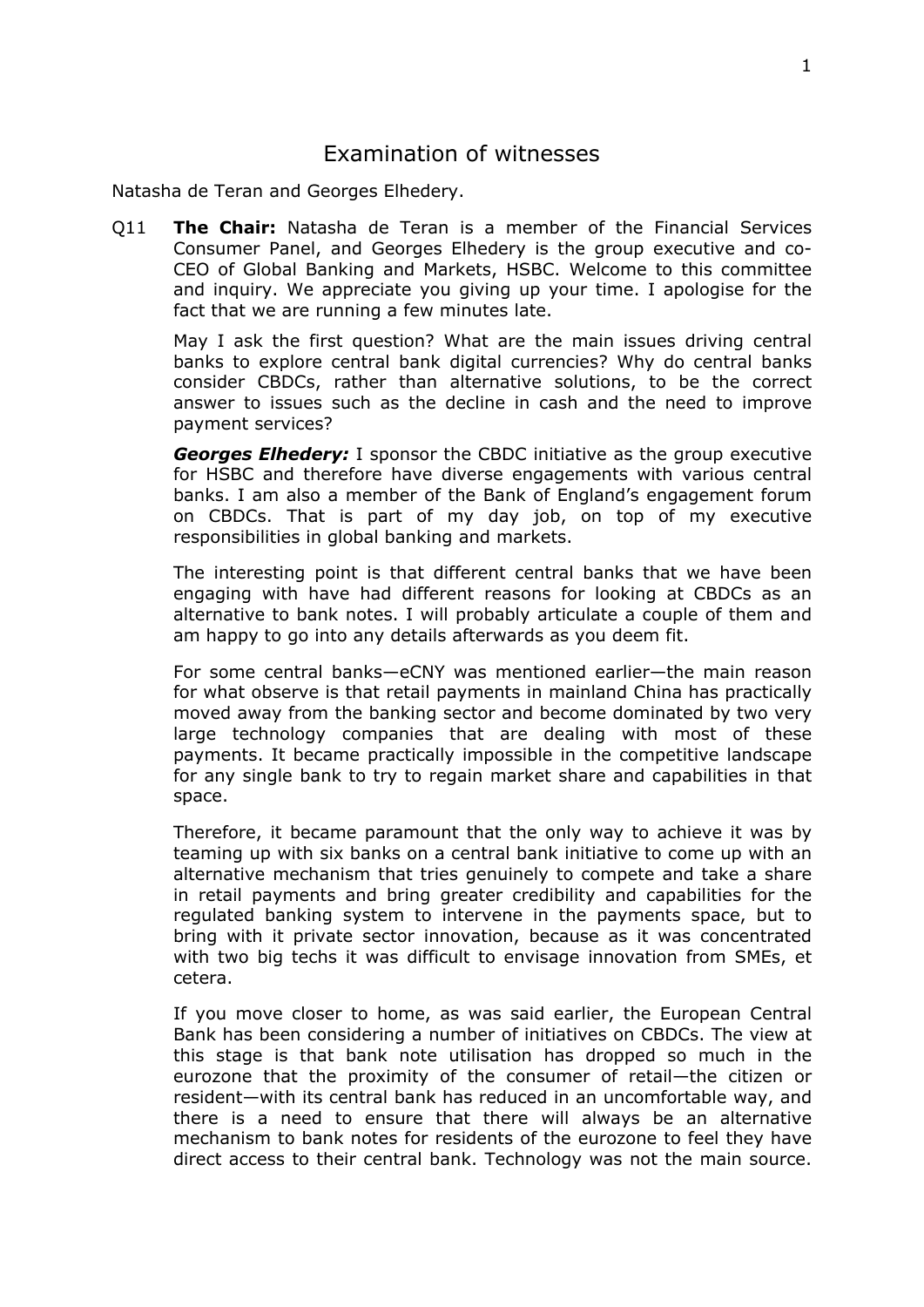# Examination of witnesses

Natasha de Teran and Georges Elhedery.

Q11 **The Chair:** Natasha de Teran is a member of the Financial Services Consumer Panel, and Georges Elhedery is the group executive and co-CEO of Global Banking and Markets, HSBC. Welcome to this committee and inquiry. We appreciate you giving up your time. I apologise for the fact that we are running a few minutes late.

May I ask the first question? What are the main issues driving central banks to explore central bank digital currencies? Why do central banks consider CBDCs, rather than alternative solutions, to be the correct answer to issues such as the decline in cash and the need to improve payment services?

***Georges Elhedery:*** I sponsor the CBDC initiative as the group executive for HSBC and therefore have diverse engagements with various central banks. I am also a member of the Bank of England's engagement forum on CBDCs. That is part of my day job, on top of my executive responsibilities in global banking and markets.

The interesting point is that different central banks that we have been engaging with have had different reasons for looking at CBDCs as an alternative to bank notes. I will probably articulate a couple of them and am happy to go into any details afterwards as you deem fit.

For some central banks—eCNY was mentioned earlier—the main reason for what observe is that retail payments in mainland China has practically moved away from the banking sector and become dominated by two very large technology companies that are dealing with most of these payments. It became practically impossible in the competitive landscape for any single bank to try to regain market share and capabilities in that space.

Therefore, it became paramount that the only way to achieve it was by teaming up with six banks on a central bank initiative to come up with an alternative mechanism that tries genuinely to compete and take a share in retail payments and bring greater credibility and capabilities for the regulated banking system to intervene in the payments space, but to bring with it private sector innovation, because as it was concentrated with two big techs it was difficult to envisage innovation from SMEs, et cetera.

If you move closer to home, as was said earlier, the European Central Bank has been considering a number of initiatives on CBDCs. The view at this stage is that bank note utilisation has dropped so much in the eurozone that the proximity of the consumer of retail—the citizen or resident—with its central bank has reduced in an uncomfortable way, and there is a need to ensure that there will always be an alternative mechanism to bank notes for residents of the eurozone to feel they have direct access to their central bank. Technology was not the main source.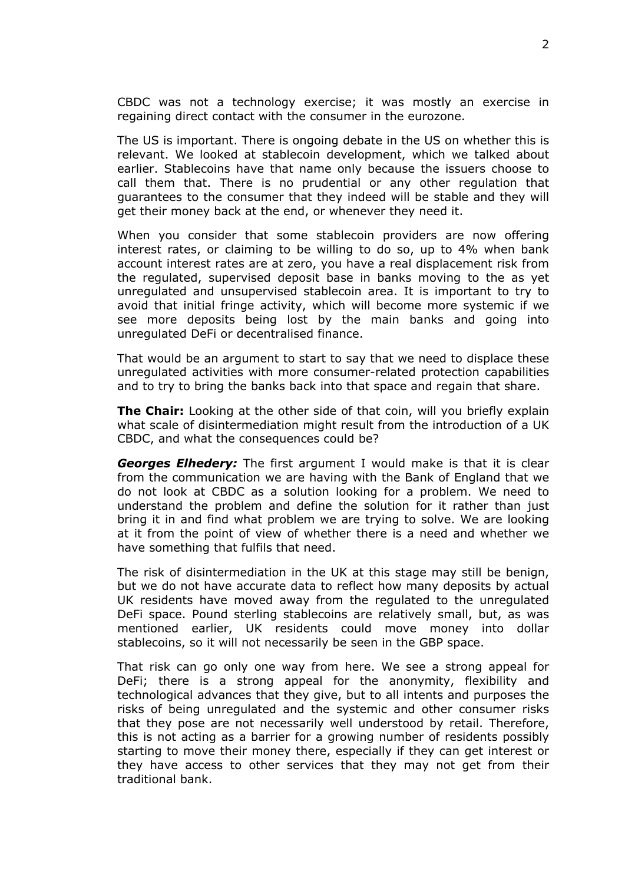CBDC was not a technology exercise; it was mostly an exercise in regaining direct contact with the consumer in the eurozone.

The US is important. There is ongoing debate in the US on whether this is relevant. We looked at stablecoin development, which we talked about earlier. Stablecoins have that name only because the issuers choose to call them that. There is no prudential or any other regulation that guarantees to the consumer that they indeed will be stable and they will get their money back at the end, or whenever they need it.

When you consider that some stablecoin providers are now offering interest rates, or claiming to be willing to do so, up to 4% when bank account interest rates are at zero, you have a real displacement risk from the regulated, supervised deposit base in banks moving to the as yet unregulated and unsupervised stablecoin area. It is important to try to avoid that initial fringe activity, which will become more systemic if we see more deposits being lost by the main banks and going into unregulated DeFi or decentralised finance.

That would be an argument to start to say that we need to displace these unregulated activities with more consumer-related protection capabilities and to try to bring the banks back into that space and regain that share.

**The Chair:** Looking at the other side of that coin, will you briefly explain what scale of disintermediation might result from the introduction of a UK CBDC, and what the consequences could be?

***Georges Elhedery:*** The first argument I would make is that it is clear from the communication we are having with the Bank of England that we do not look at CBDC as a solution looking for a problem. We need to understand the problem and define the solution for it rather than just bring it in and find what problem we are trying to solve. We are looking at it from the point of view of whether there is a need and whether we have something that fulfils that need.

The risk of disintermediation in the UK at this stage may still be benign, but we do not have accurate data to reflect how many deposits by actual UK residents have moved away from the regulated to the unregulated DeFi space. Pound sterling stablecoins are relatively small, but, as was mentioned earlier, UK residents could move money into dollar stablecoins, so it will not necessarily be seen in the GBP space.

That risk can go only one way from here. We see a strong appeal for DeFi; there is a strong appeal for the anonymity, flexibility and technological advances that they give, but to all intents and purposes the risks of being unregulated and the systemic and other consumer risks that they pose are not necessarily well understood by retail. Therefore, this is not acting as a barrier for a growing number of residents possibly starting to move their money there, especially if they can get interest or they have access to other services that they may not get from their traditional bank.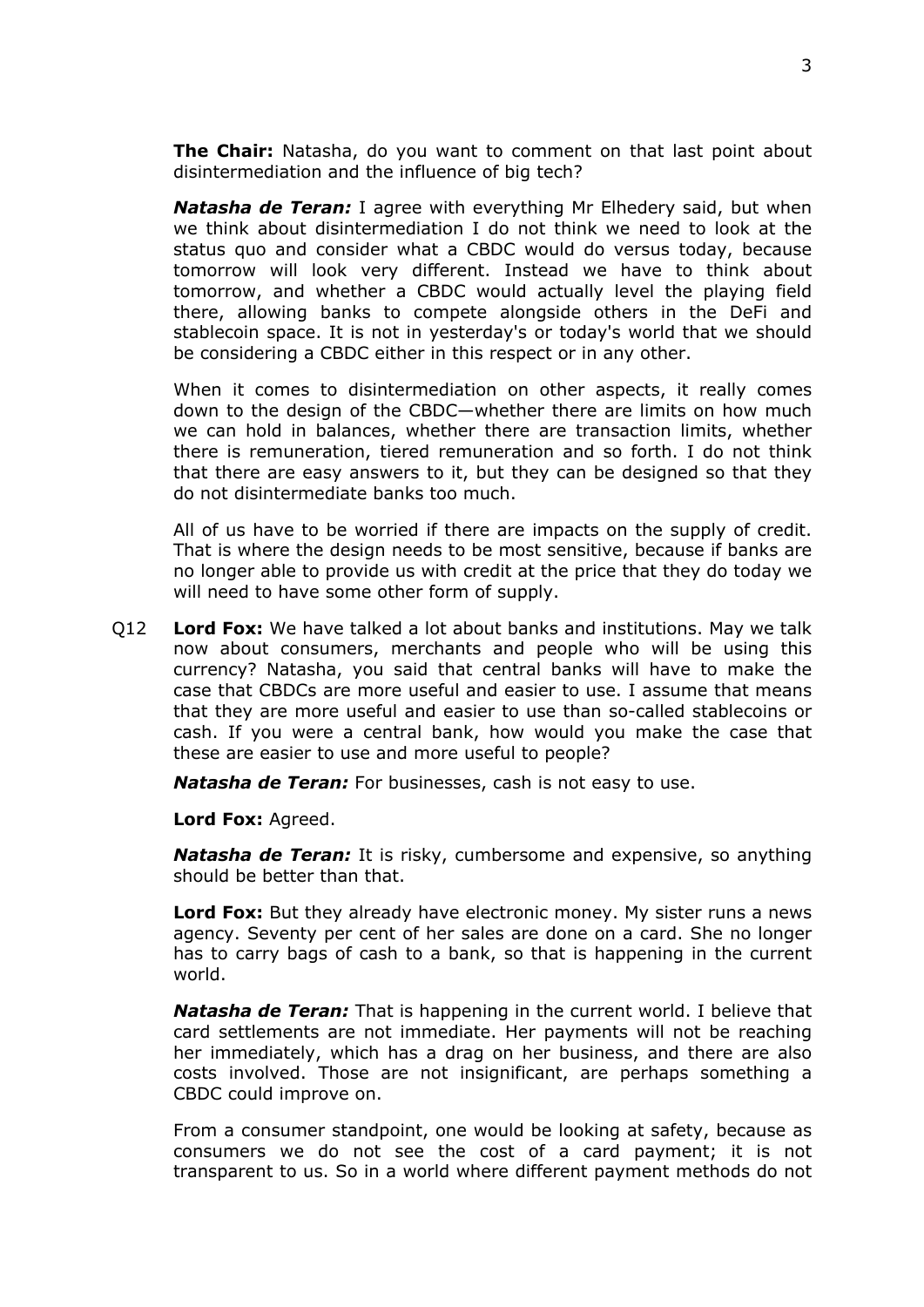**The Chair:** Natasha, do you want to comment on that last point about disintermediation and the influence of big tech?

***Natasha de Teran:*** I agree with everything Mr Elhedery said, but when we think about disintermediation I do not think we need to look at the status quo and consider what a CBDC would do versus today, because tomorrow will look very different. Instead we have to think about tomorrow, and whether a CBDC would actually level the playing field there, allowing banks to compete alongside others in the DeFi and stablecoin space. It is not in yesterday's or today's world that we should be considering a CBDC either in this respect or in any other.

When it comes to disintermediation on other aspects, it really comes down to the design of the CBDC—whether there are limits on how much we can hold in balances, whether there are transaction limits, whether there is remuneration, tiered remuneration and so forth. I do not think that there are easy answers to it, but they can be designed so that they do not disintermediate banks too much.

All of us have to be worried if there are impacts on the supply of credit. That is where the design needs to be most sensitive, because if banks are no longer able to provide us with credit at the price that they do today we will need to have some other form of supply.

Q12 **Lord Fox:** We have talked a lot about banks and institutions. May we talk now about consumers, merchants and people who will be using this currency? Natasha, you said that central banks will have to make the case that CBDCs are more useful and easier to use. I assume that means that they are more useful and easier to use than so-called stablecoins or cash. If you were a central bank, how would you make the case that these are easier to use and more useful to people?

***Natasha de Teran:*** For businesses, cash is not easy to use.

**Lord Fox:** Agreed.

***Natasha de Teran:*** It is risky, cumbersome and expensive, so anything should be better than that.

**Lord Fox:** But they already have electronic money. My sister runs a news agency. Seventy per cent of her sales are done on a card. She no longer has to carry bags of cash to a bank, so that is happening in the current world.

***Natasha de Teran:*** That is happening in the current world. I believe that card settlements are not immediate. Her payments will not be reaching her immediately, which has a drag on her business, and there are also costs involved. Those are not insignificant, are perhaps something a CBDC could improve on.

From a consumer standpoint, one would be looking at safety, because as consumers we do not see the cost of a card payment; it is not transparent to us. So in a world where different payment methods do not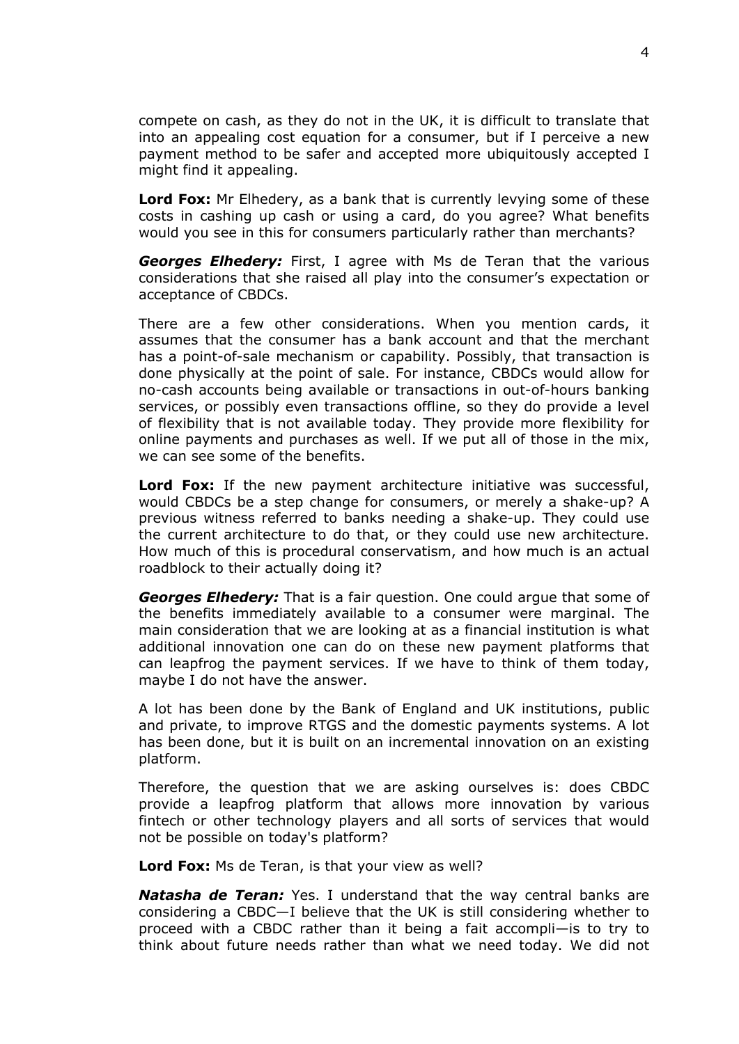compete on cash, as they do not in the UK, it is difficult to translate that into an appealing cost equation for a consumer, but if I perceive a new payment method to be safer and accepted more ubiquitously accepted I might find it appealing.

**Lord Fox:** Mr Elhedery, as a bank that is currently levying some of these costs in cashing up cash or using a card, do you agree? What benefits would you see in this for consumers particularly rather than merchants?

***Georges Elhedery:*** First, I agree with Ms de Teran that the various considerations that she raised all play into the consumer's expectation or acceptance of CBDCs.

There are a few other considerations. When you mention cards, it assumes that the consumer has a bank account and that the merchant has a point-of-sale mechanism or capability. Possibly, that transaction is done physically at the point of sale. For instance, CBDCs would allow for no-cash accounts being available or transactions in out-of-hours banking services, or possibly even transactions offline, so they do provide a level of flexibility that is not available today. They provide more flexibility for online payments and purchases as well. If we put all of those in the mix, we can see some of the benefits.

**Lord Fox:** If the new payment architecture initiative was successful, would CBDCs be a step change for consumers, or merely a shake-up? A previous witness referred to banks needing a shake-up. They could use the current architecture to do that, or they could use new architecture. How much of this is procedural conservatism, and how much is an actual roadblock to their actually doing it?

***Georges Elhedery:*** That is a fair question. One could argue that some of the benefits immediately available to a consumer were marginal. The main consideration that we are looking at as a financial institution is what additional innovation one can do on these new payment platforms that can leapfrog the payment services. If we have to think of them today, maybe I do not have the answer.

A lot has been done by the Bank of England and UK institutions, public and private, to improve RTGS and the domestic payments systems. A lot has been done, but it is built on an incremental innovation on an existing platform.

Therefore, the question that we are asking ourselves is: does CBDC provide a leapfrog platform that allows more innovation by various fintech or other technology players and all sorts of services that would not be possible on today's platform?

**Lord Fox:** Ms de Teran, is that your view as well?

***Natasha de Teran:*** Yes. I understand that the way central banks are considering a CBDC—I believe that the UK is still considering whether to proceed with a CBDC rather than it being a fait accompli—is to try to think about future needs rather than what we need today. We did not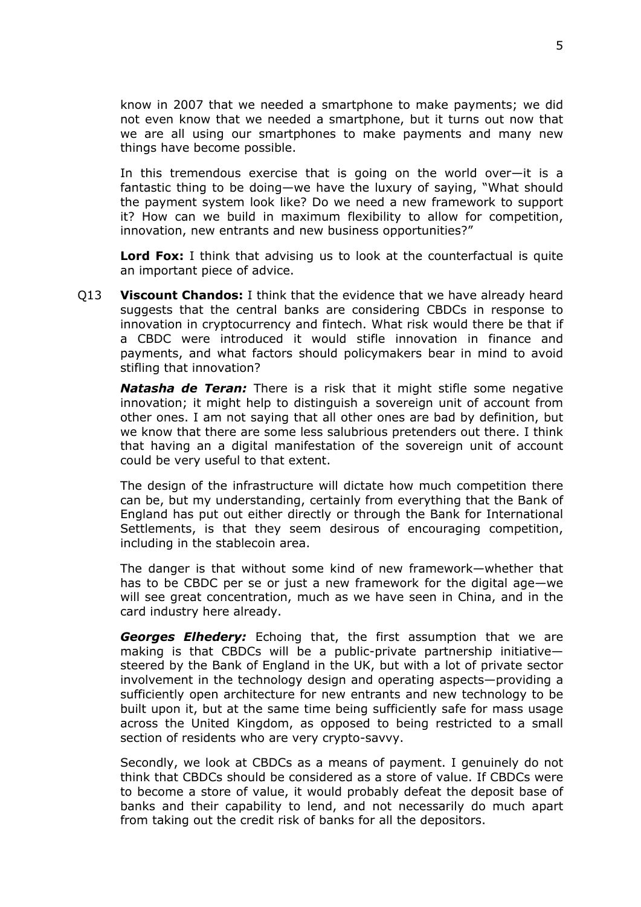know in 2007 that we needed a smartphone to make payments; we did not even know that we needed a smartphone, but it turns out now that we are all using our smartphones to make payments and many new things have become possible.

In this tremendous exercise that is going on the world over—it is a fantastic thing to be doing—we have the luxury of saying, "What should the payment system look like? Do we need a new framework to support it? How can we build in maximum flexibility to allow for competition, innovation, new entrants and new business opportunities?"

**Lord Fox:** I think that advising us to look at the counterfactual is quite an important piece of advice.

Q13 **Viscount Chandos:** I think that the evidence that we have already heard suggests that the central banks are considering CBDCs in response to innovation in cryptocurrency and fintech. What risk would there be that if a CBDC were introduced it would stifle innovation in finance and payments, and what factors should policymakers bear in mind to avoid stifling that innovation?

***Natasha de Teran:*** There is a risk that it might stifle some negative innovation; it might help to distinguish a sovereign unit of account from other ones. I am not saying that all other ones are bad by definition, but we know that there are some less salubrious pretenders out there. I think that having an a digital manifestation of the sovereign unit of account could be very useful to that extent.

The design of the infrastructure will dictate how much competition there can be, but my understanding, certainly from everything that the Bank of England has put out either directly or through the Bank for International Settlements, is that they seem desirous of encouraging competition, including in the stablecoin area.

The danger is that without some kind of new framework—whether that has to be CBDC per se or just a new framework for the digital age—we will see great concentration, much as we have seen in China, and in the card industry here already.

***Georges Elhedery:*** Echoing that, the first assumption that we are making is that CBDCs will be a public-private partnership initiative—steered by the Bank of England in the UK, but with a lot of private sector involvement in the technology design and operating aspects—providing a sufficiently open architecture for new entrants and new technology to be built upon it, but at the same time being sufficiently safe for mass usage across the United Kingdom, as opposed to being restricted to a small section of residents who are very crypto-savvy.

Secondly, we look at CBDCs as a means of payment. I genuinely do not think that CBDCs should be considered as a store of value. If CBDCs were to become a store of value, it would probably defeat the deposit base of banks and their capability to lend, and not necessarily do much apart from taking out the credit risk of banks for all the depositors.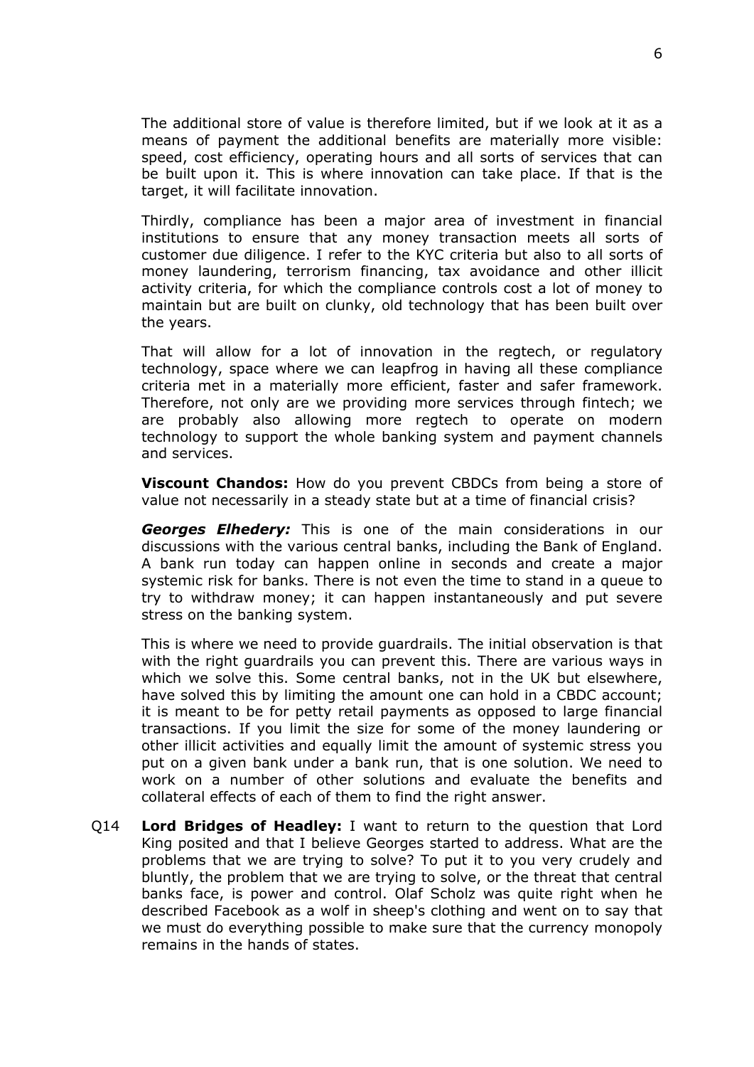The additional store of value is therefore limited, but if we look at it as a means of payment the additional benefits are materially more visible: speed, cost efficiency, operating hours and all sorts of services that can be built upon it. This is where innovation can take place. If that is the target, it will facilitate innovation.

Thirdly, compliance has been a major area of investment in financial institutions to ensure that any money transaction meets all sorts of customer due diligence. I refer to the KYC criteria but also to all sorts of money laundering, terrorism financing, tax avoidance and other illicit activity criteria, for which the compliance controls cost a lot of money to maintain but are built on clunky, old technology that has been built over the years.

That will allow for a lot of innovation in the regtech, or regulatory technology, space where we can leapfrog in having all these compliance criteria met in a materially more efficient, faster and safer framework. Therefore, not only are we providing more services through fintech; we are probably also allowing more regtech to operate on modern technology to support the whole banking system and payment channels and services.

**Viscount Chandos:** How do you prevent CBDCs from being a store of value not necessarily in a steady state but at a time of financial crisis?

***Georges Elhedery:*** This is one of the main considerations in our discussions with the various central banks, including the Bank of England. A bank run today can happen online in seconds and create a major systemic risk for banks. There is not even the time to stand in a queue to try to withdraw money; it can happen instantaneously and put severe stress on the banking system.

This is where we need to provide guardrails. The initial observation is that with the right guardrails you can prevent this. There are various ways in which we solve this. Some central banks, not in the UK but elsewhere, have solved this by limiting the amount one can hold in a CBDC account; it is meant to be for petty retail payments as opposed to large financial transactions. If you limit the size for some of the money laundering or other illicit activities and equally limit the amount of systemic stress you put on a given bank under a bank run, that is one solution. We need to work on a number of other solutions and evaluate the benefits and collateral effects of each of them to find the right answer.

Q14 **Lord Bridges of Headley:** I want to return to the question that Lord King posited and that I believe Georges started to address. What are the problems that we are trying to solve? To put it to you very crudely and bluntly, the problem that we are trying to solve, or the threat that central banks face, is power and control. Olaf Scholz was quite right when he described Facebook as a wolf in sheep's clothing and went on to say that we must do everything possible to make sure that the currency monopoly remains in the hands of states.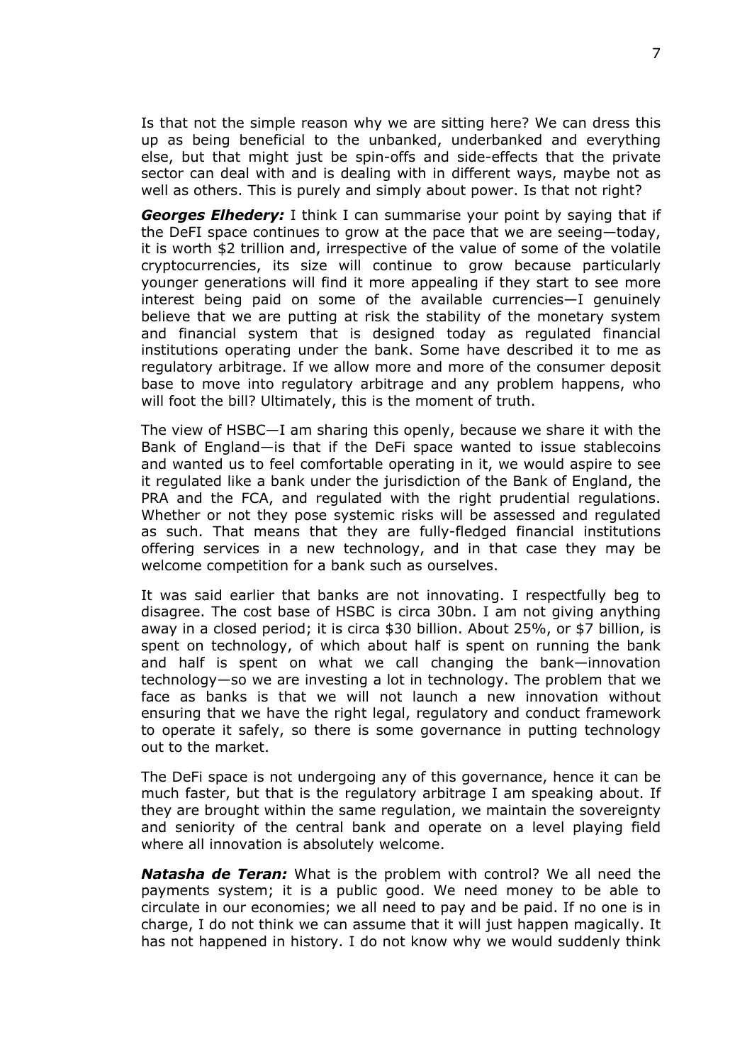Is that not the simple reason why we are sitting here? We can dress this up as being beneficial to the unbanked, underbanked and everything else, but that might just be spin-offs and side-effects that the private sector can deal with and is dealing with in different ways, maybe not as well as others. This is purely and simply about power. Is that not right?

***Georges Elhedery:*** I think I can summarise your point by saying that if the DeFI space continues to grow at the pace that we are seeing—today, it is worth $2 trillion and, irrespective of the value of some of the volatile cryptocurrencies, its size will continue to grow because particularly younger generations will find it more appealing if they start to see more interest being paid on some of the available currencies—I genuinely believe that we are putting at risk the stability of the monetary system and financial system that is designed today as regulated financial institutions operating under the bank. Some have described it to me as regulatory arbitrage. If we allow more and more of the consumer deposit base to move into regulatory arbitrage and any problem happens, who will foot the bill? Ultimately, this is the moment of truth.

The view of HSBC—I am sharing this openly, because we share it with the Bank of England—is that if the DeFi space wanted to issue stablecoins and wanted us to feel comfortable operating in it, we would aspire to see it regulated like a bank under the jurisdiction of the Bank of England, the PRA and the FCA, and regulated with the right prudential regulations. Whether or not they pose systemic risks will be assessed and regulated as such. That means that they are fully-fledged financial institutions offering services in a new technology, and in that case they may be welcome competition for a bank such as ourselves.

It was said earlier that banks are not innovating. I respectfully beg to disagree. The cost base of HSBC is circa 30bn. I am not giving anything away in a closed period; it is circa $30 billion. About 25%, or $7 billion, is spent on technology, of which about half is spent on running the bank and half is spent on what we call changing the bank—innovation technology—so we are investing a lot in technology. The problem that we face as banks is that we will not launch a new innovation without ensuring that we have the right legal, regulatory and conduct framework to operate it safely, so there is some governance in putting technology out to the market.

The DeFi space is not undergoing any of this governance, hence it can be much faster, but that is the regulatory arbitrage I am speaking about. If they are brought within the same regulation, we maintain the sovereignty and seniority of the central bank and operate on a level playing field where all innovation is absolutely welcome.

***Natasha de Teran:*** What is the problem with control? We all need the payments system; it is a public good. We need money to be able to circulate in our economies; we all need to pay and be paid. If no one is in charge, I do not think we can assume that it will just happen magically. It has not happened in history. I do not know why we would suddenly think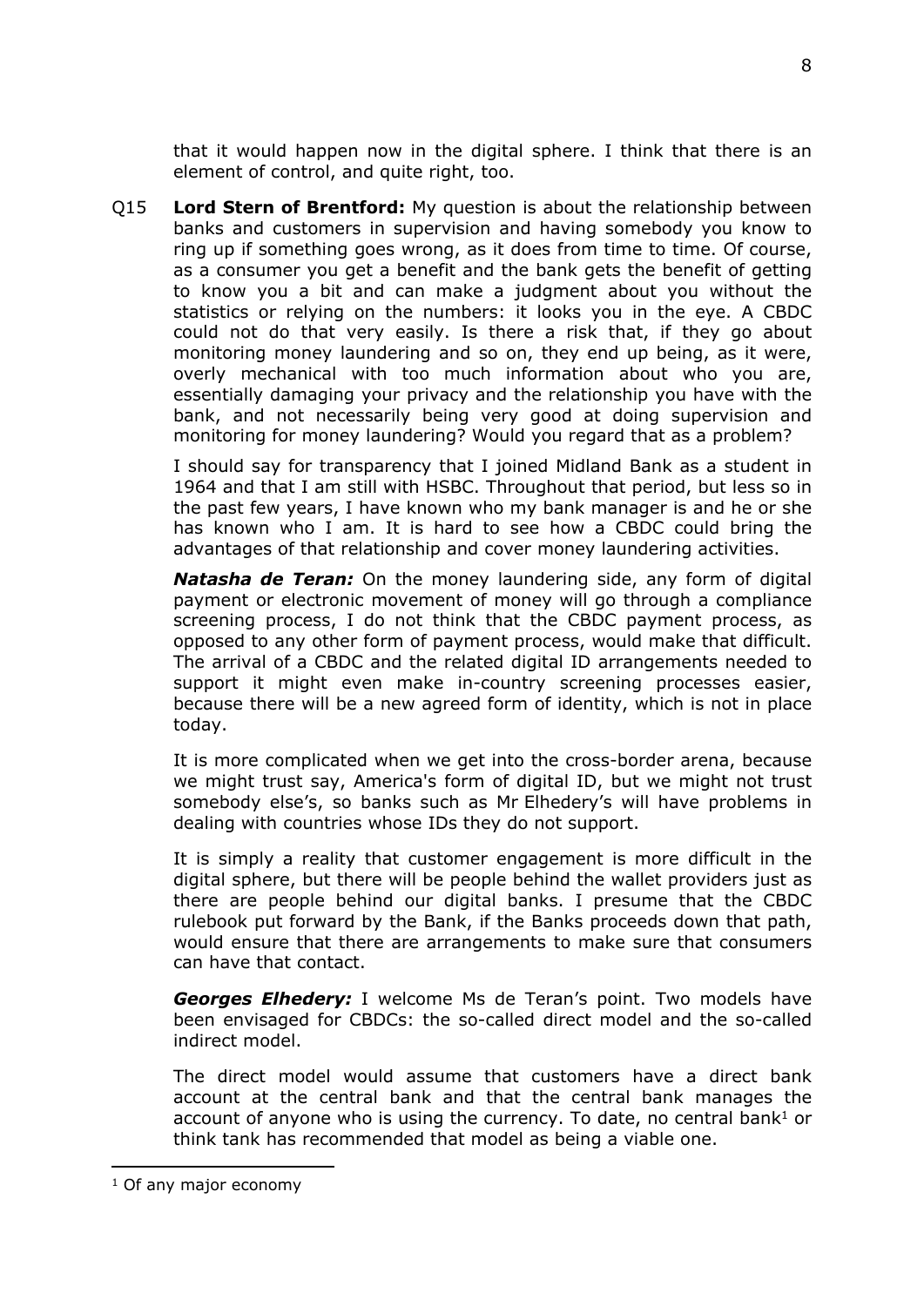that it would happen now in the digital sphere. I think that there is an element of control, and quite right, too.

Q15 **Lord Stern of Brentford:** My question is about the relationship between banks and customers in supervision and having somebody you know to ring up if something goes wrong, as it does from time to time. Of course, as a consumer you get a benefit and the bank gets the benefit of getting to know you a bit and can make a judgment about you without the statistics or relying on the numbers: it looks you in the eye. A CBDC could not do that very easily. Is there a risk that, if they go about monitoring money laundering and so on, they end up being, as it were, overly mechanical with too much information about who you are, essentially damaging your privacy and the relationship you have with the bank, and not necessarily being very good at doing supervision and monitoring for money laundering? Would you regard that as a problem?

I should say for transparency that I joined Midland Bank as a student in 1964 and that I am still with HSBC. Throughout that period, but less so in the past few years, I have known who my bank manager is and he or she has known who I am. It is hard to see how a CBDC could bring the advantages of that relationship and cover money laundering activities.

***Natasha de Teran:*** On the money laundering side, any form of digital payment or electronic movement of money will go through a compliance screening process, I do not think that the CBDC payment process, as opposed to any other form of payment process, would make that difficult. The arrival of a CBDC and the related digital ID arrangements needed to support it might even make in-country screening processes easier, because there will be a new agreed form of identity, which is not in place today.

It is more complicated when we get into the cross-border arena, because we might trust say, America's form of digital ID, but we might not trust somebody else's, so banks such as Mr Elhedery's will have problems in dealing with countries whose IDs they do not support.

It is simply a reality that customer engagement is more difficult in the digital sphere, but there will be people behind the wallet providers just as there are people behind our digital banks. I presume that the CBDC rulebook put forward by the Bank, if the Banks proceeds down that path, would ensure that there are arrangements to make sure that consumers can have that contact.

***Georges Elhedery:*** I welcome Ms de Teran's point. Two models have been envisaged for CBDCs: the so-called direct model and the so-called indirect model.

The direct model would assume that customers have a direct bank account at the central bank and that the central bank manages the account of anyone who is using the currency. To date, no central bank[1] or think tank has recommended that model as being a viable one.

---

[1] Of any major economy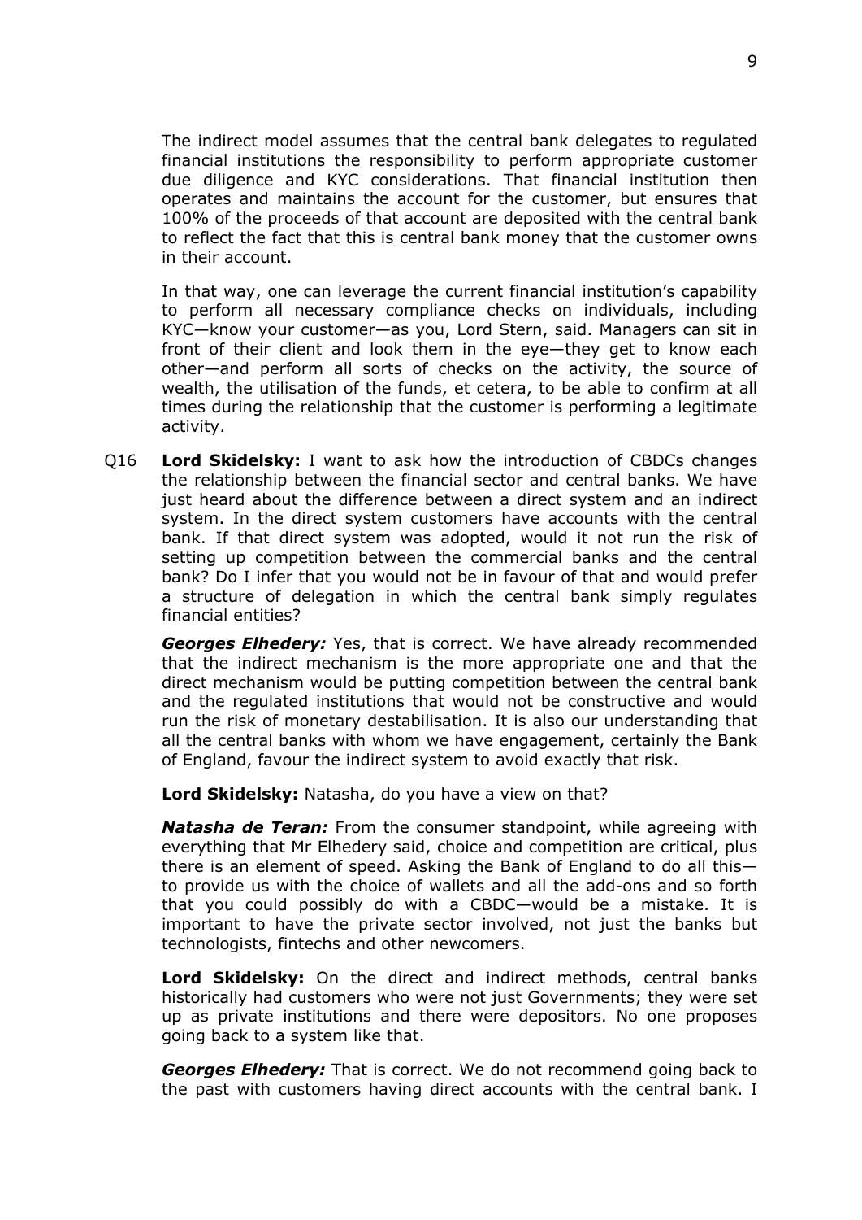The indirect model assumes that the central bank delegates to regulated financial institutions the responsibility to perform appropriate customer due diligence and KYC considerations. That financial institution then operates and maintains the account for the customer, but ensures that 100% of the proceeds of that account are deposited with the central bank to reflect the fact that this is central bank money that the customer owns in their account.

In that way, one can leverage the current financial institution's capability to perform all necessary compliance checks on individuals, including KYC—know your customer—as you, Lord Stern, said. Managers can sit in front of their client and look them in the eye—they get to know each other—and perform all sorts of checks on the activity, the source of wealth, the utilisation of the funds, et cetera, to be able to confirm at all times during the relationship that the customer is performing a legitimate activity.

Q16 **Lord Skidelsky:** I want to ask how the introduction of CBDCs changes the relationship between the financial sector and central banks. We have just heard about the difference between a direct system and an indirect system. In the direct system customers have accounts with the central bank. If that direct system was adopted, would it not run the risk of setting up competition between the commercial banks and the central bank? Do I infer that you would not be in favour of that and would prefer a structure of delegation in which the central bank simply regulates financial entities?

***Georges Elhedery:*** Yes, that is correct. We have already recommended that the indirect mechanism is the more appropriate one and that the direct mechanism would be putting competition between the central bank and the regulated institutions that would not be constructive and would run the risk of monetary destabilisation. It is also our understanding that all the central banks with whom we have engagement, certainly the Bank of England, favour the indirect system to avoid exactly that risk.

**Lord Skidelsky:** Natasha, do you have a view on that?

***Natasha de Teran:*** From the consumer standpoint, while agreeing with everything that Mr Elhedery said, choice and competition are critical, plus there is an element of speed. Asking the Bank of England to do all this—to provide us with the choice of wallets and all the add-ons and so forth that you could possibly do with a CBDC—would be a mistake. It is important to have the private sector involved, not just the banks but technologists, fintechs and other newcomers.

**Lord Skidelsky:** On the direct and indirect methods, central banks historically had customers who were not just Governments; they were set up as private institutions and there were depositors. No one proposes going back to a system like that.

***Georges Elhedery:*** That is correct. We do not recommend going back to the past with customers having direct accounts with the central bank. I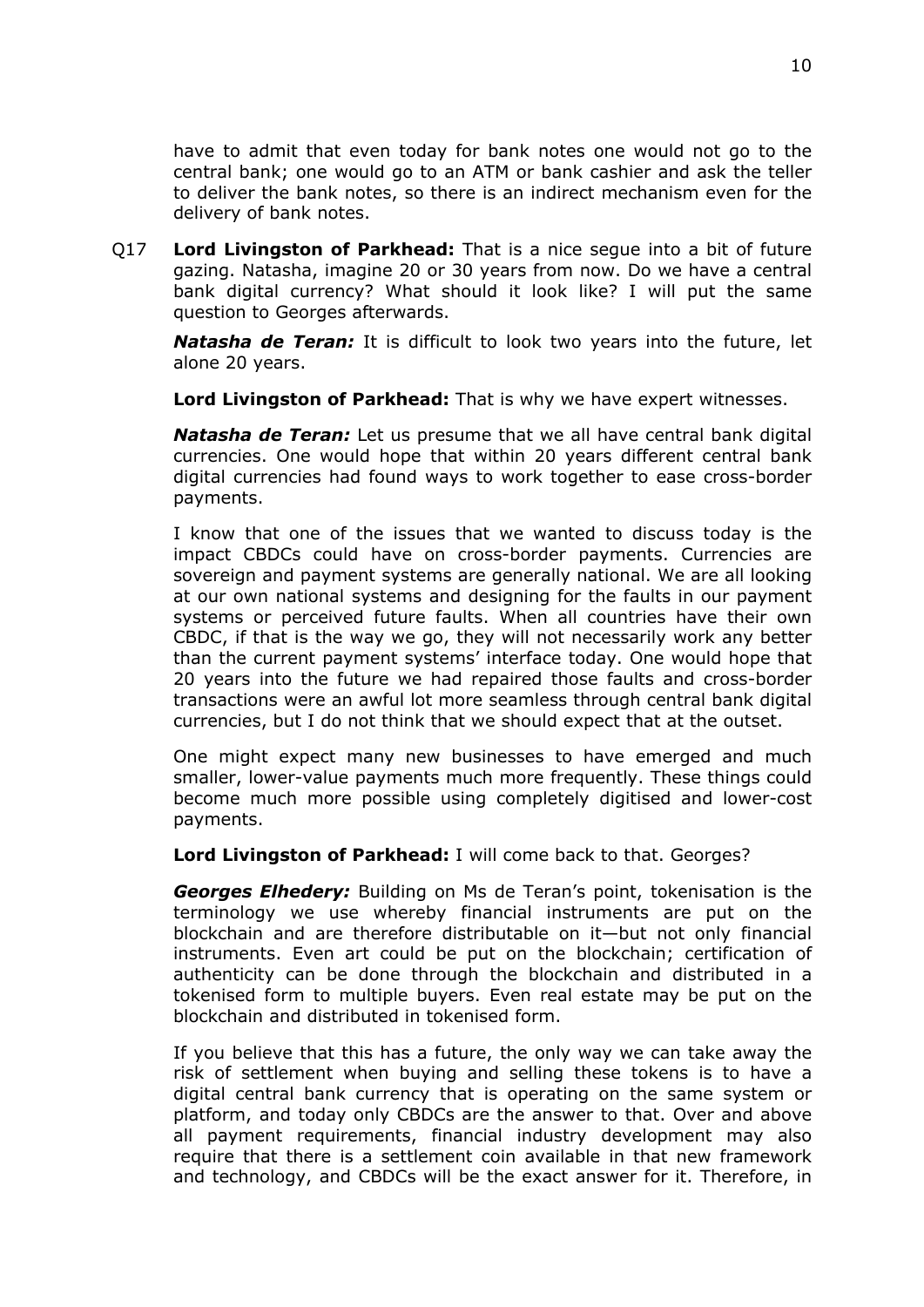have to admit that even today for bank notes one would not go to the central bank; one would go to an ATM or bank cashier and ask the teller to deliver the bank notes, so there is an indirect mechanism even for the delivery of bank notes.

Q17 **Lord Livingston of Parkhead:** That is a nice segue into a bit of future gazing. Natasha, imagine 20 or 30 years from now. Do we have a central bank digital currency? What should it look like? I will put the same question to Georges afterwards.

***Natasha de Teran:*** It is difficult to look two years into the future, let alone 20 years.

**Lord Livingston of Parkhead:** That is why we have expert witnesses.

***Natasha de Teran:*** Let us presume that we all have central bank digital currencies. One would hope that within 20 years different central bank digital currencies had found ways to work together to ease cross-border payments.

I know that one of the issues that we wanted to discuss today is the impact CBDCs could have on cross-border payments. Currencies are sovereign and payment systems are generally national. We are all looking at our own national systems and designing for the faults in our payment systems or perceived future faults. When all countries have their own CBDC, if that is the way we go, they will not necessarily work any better than the current payment systems' interface today. One would hope that 20 years into the future we had repaired those faults and cross-border transactions were an awful lot more seamless through central bank digital currencies, but I do not think that we should expect that at the outset.

One might expect many new businesses to have emerged and much smaller, lower-value payments much more frequently. These things could become much more possible using completely digitised and lower-cost payments.

**Lord Livingston of Parkhead:** I will come back to that. Georges?

***Georges Elhedery:*** Building on Ms de Teran's point, tokenisation is the terminology we use whereby financial instruments are put on the blockchain and are therefore distributable on it—but not only financial instruments. Even art could be put on the blockchain; certification of authenticity can be done through the blockchain and distributed in a tokenised form to multiple buyers. Even real estate may be put on the blockchain and distributed in tokenised form.

If you believe that this has a future, the only way we can take away the risk of settlement when buying and selling these tokens is to have a digital central bank currency that is operating on the same system or platform, and today only CBDCs are the answer to that. Over and above all payment requirements, financial industry development may also require that there is a settlement coin available in that new framework and technology, and CBDCs will be the exact answer for it. Therefore, in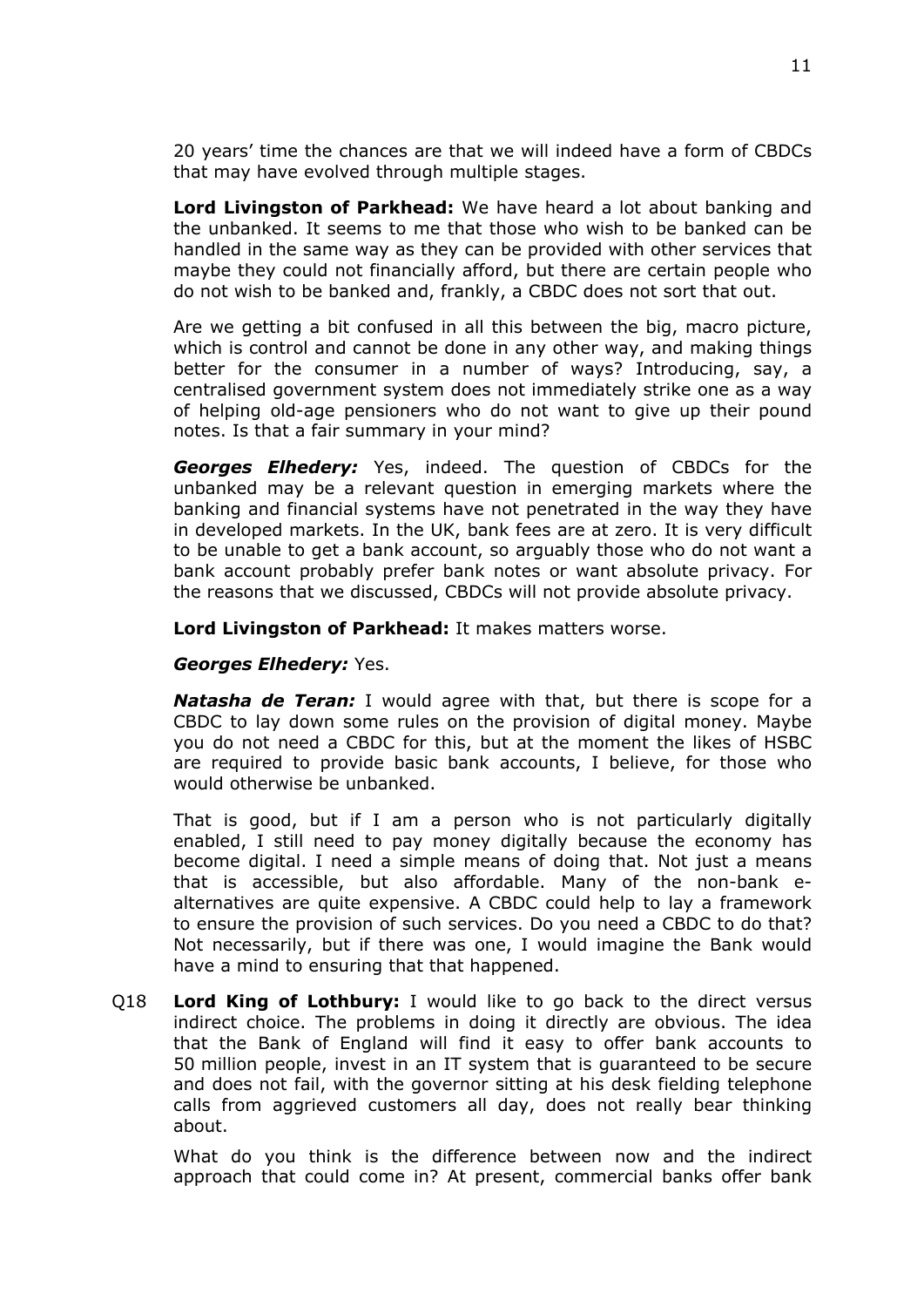20 years' time the chances are that we will indeed have a form of CBDCs that may have evolved through multiple stages.

**Lord Livingston of Parkhead:** We have heard a lot about banking and the unbanked. It seems to me that those who wish to be banked can be handled in the same way as they can be provided with other services that maybe they could not financially afford, but there are certain people who do not wish to be banked and, frankly, a CBDC does not sort that out.

Are we getting a bit confused in all this between the big, macro picture, which is control and cannot be done in any other way, and making things better for the consumer in a number of ways? Introducing, say, a centralised government system does not immediately strike one as a way of helping old-age pensioners who do not want to give up their pound notes. Is that a fair summary in your mind?

***Georges Elhedery:*** Yes, indeed. The question of CBDCs for the unbanked may be a relevant question in emerging markets where the banking and financial systems have not penetrated in the way they have in developed markets. In the UK, bank fees are at zero. It is very difficult to be unable to get a bank account, so arguably those who do not want a bank account probably prefer bank notes or want absolute privacy. For the reasons that we discussed, CBDCs will not provide absolute privacy.

**Lord Livingston of Parkhead:** It makes matters worse.

***Georges Elhedery:*** Yes.

***Natasha de Teran:*** I would agree with that, but there is scope for a CBDC to lay down some rules on the provision of digital money. Maybe you do not need a CBDC for this, but at the moment the likes of HSBC are required to provide basic bank accounts, I believe, for those who would otherwise be unbanked.

That is good, but if I am a person who is not particularly digitally enabled, I still need to pay money digitally because the economy has become digital. I need a simple means of doing that. Not just a means that is accessible, but also affordable. Many of the non-bank e-alternatives are quite expensive. A CBDC could help to lay a framework to ensure the provision of such services. Do you need a CBDC to do that? Not necessarily, but if there was one, I would imagine the Bank would have a mind to ensuring that that happened.

Q18 **Lord King of Lothbury:** I would like to go back to the direct versus indirect choice. The problems in doing it directly are obvious. The idea that the Bank of England will find it easy to offer bank accounts to 50 million people, invest in an IT system that is guaranteed to be secure and does not fail, with the governor sitting at his desk fielding telephone calls from aggrieved customers all day, does not really bear thinking about.

What do you think is the difference between now and the indirect approach that could come in? At present, commercial banks offer bank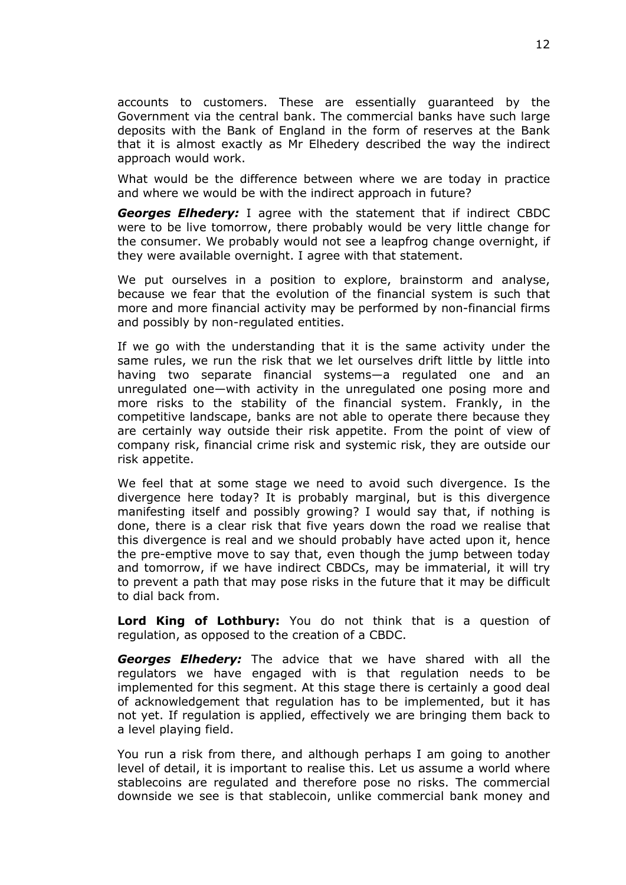accounts to customers. These are essentially guaranteed by the Government via the central bank. The commercial banks have such large deposits with the Bank of England in the form of reserves at the Bank that it is almost exactly as Mr Elhedery described the way the indirect approach would work.

What would be the difference between where we are today in practice and where we would be with the indirect approach in future?

***Georges Elhedery:*** I agree with the statement that if indirect CBDC were to be live tomorrow, there probably would be very little change for the consumer. We probably would not see a leapfrog change overnight, if they were available overnight. I agree with that statement.

We put ourselves in a position to explore, brainstorm and analyse, because we fear that the evolution of the financial system is such that more and more financial activity may be performed by non-financial firms and possibly by non-regulated entities.

If we go with the understanding that it is the same activity under the same rules, we run the risk that we let ourselves drift little by little into having two separate financial systems—a regulated one and an unregulated one—with activity in the unregulated one posing more and more risks to the stability of the financial system. Frankly, in the competitive landscape, banks are not able to operate there because they are certainly way outside their risk appetite. From the point of view of company risk, financial crime risk and systemic risk, they are outside our risk appetite.

We feel that at some stage we need to avoid such divergence. Is the divergence here today? It is probably marginal, but is this divergence manifesting itself and possibly growing? I would say that, if nothing is done, there is a clear risk that five years down the road we realise that this divergence is real and we should probably have acted upon it, hence the pre-emptive move to say that, even though the jump between today and tomorrow, if we have indirect CBDCs, may be immaterial, it will try to prevent a path that may pose risks in the future that it may be difficult to dial back from.

**Lord King of Lothbury:** You do not think that is a question of regulation, as opposed to the creation of a CBDC.

***Georges Elhedery:*** The advice that we have shared with all the regulators we have engaged with is that regulation needs to be implemented for this segment. At this stage there is certainly a good deal of acknowledgement that regulation has to be implemented, but it has not yet. If regulation is applied, effectively we are bringing them back to a level playing field.

You run a risk from there, and although perhaps I am going to another level of detail, it is important to realise this. Let us assume a world where stablecoins are regulated and therefore pose no risks. The commercial downside we see is that stablecoin, unlike commercial bank money and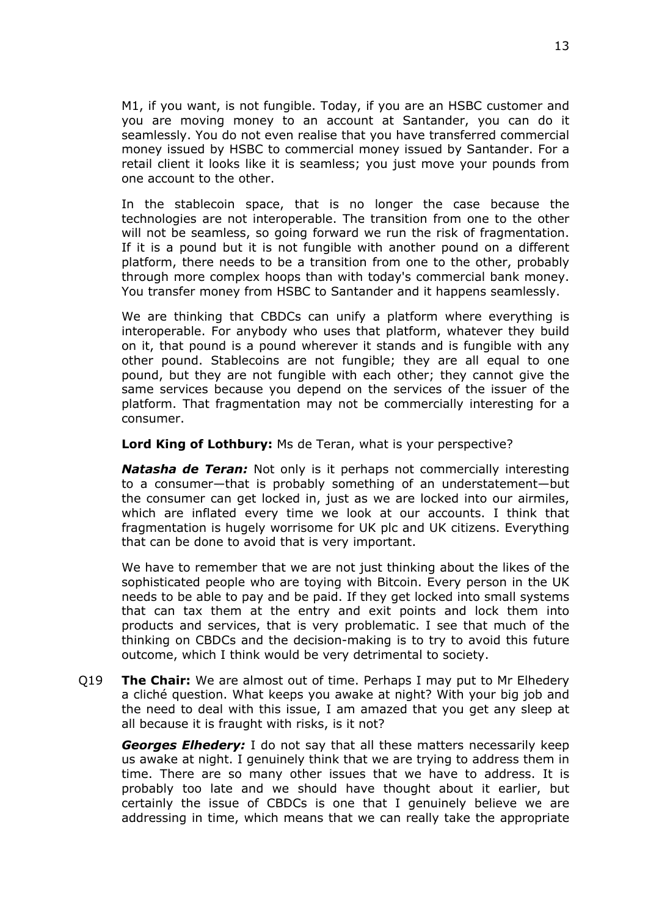M1, if you want, is not fungible. Today, if you are an HSBC customer and you are moving money to an account at Santander, you can do it seamlessly. You do not even realise that you have transferred commercial money issued by HSBC to commercial money issued by Santander. For a retail client it looks like it is seamless; you just move your pounds from one account to the other.

In the stablecoin space, that is no longer the case because the technologies are not interoperable. The transition from one to the other will not be seamless, so going forward we run the risk of fragmentation. If it is a pound but it is not fungible with another pound on a different platform, there needs to be a transition from one to the other, probably through more complex hoops than with today's commercial bank money. You transfer money from HSBC to Santander and it happens seamlessly.

We are thinking that CBDCs can unify a platform where everything is interoperable. For anybody who uses that platform, whatever they build on it, that pound is a pound wherever it stands and is fungible with any other pound. Stablecoins are not fungible; they are all equal to one pound, but they are not fungible with each other; they cannot give the same services because you depend on the services of the issuer of the platform. That fragmentation may not be commercially interesting for a consumer.

**Lord King of Lothbury:** Ms de Teran, what is your perspective?

***Natasha de Teran:*** Not only is it perhaps not commercially interesting to a consumer—that is probably something of an understatement—but the consumer can get locked in, just as we are locked into our airmiles, which are inflated every time we look at our accounts. I think that fragmentation is hugely worrisome for UK plc and UK citizens. Everything that can be done to avoid that is very important.

We have to remember that we are not just thinking about the likes of the sophisticated people who are toying with Bitcoin. Every person in the UK needs to be able to pay and be paid. If they get locked into small systems that can tax them at the entry and exit points and lock them into products and services, that is very problematic. I see that much of the thinking on CBDCs and the decision-making is to try to avoid this future outcome, which I think would be very detrimental to society.

Q19 **The Chair:** We are almost out of time. Perhaps I may put to Mr Elhedery a cliché question. What keeps you awake at night? With your big job and the need to deal with this issue, I am amazed that you get any sleep at all because it is fraught with risks, is it not?

***Georges Elhedery:*** I do not say that all these matters necessarily keep us awake at night. I genuinely think that we are trying to address them in time. There are so many other issues that we have to address. It is probably too late and we should have thought about it earlier, but certainly the issue of CBDCs is one that I genuinely believe we are addressing in time, which means that we can really take the appropriate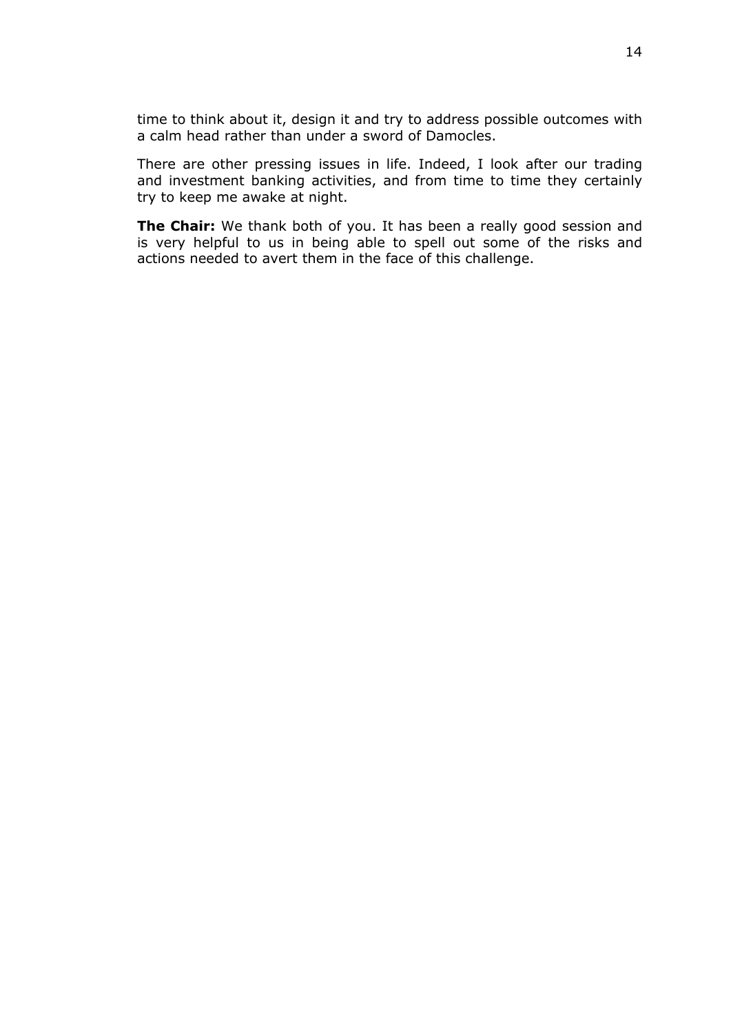time to think about it, design it and try to address possible outcomes with a calm head rather than under a sword of Damocles.

There are other pressing issues in life. Indeed, I look after our trading and investment banking activities, and from time to time they certainly try to keep me awake at night.

**The Chair:** We thank both of you. It has been a really good session and is very helpful to us in being able to spell out some of the risks and actions needed to avert them in the face of this challenge.